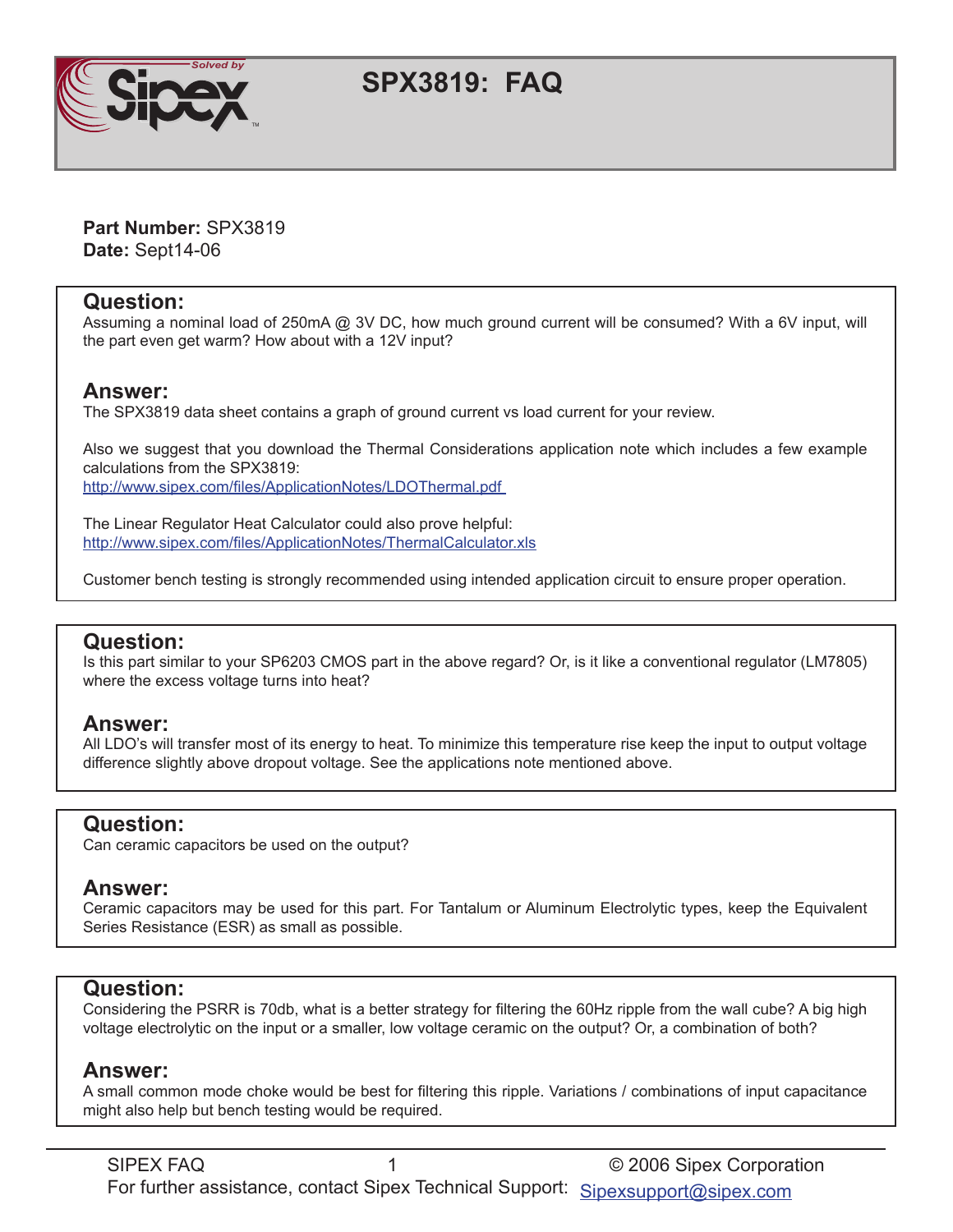# SPX3819: FAQ

**Part Number:** SPX3819
**Date:** Sept14-06

## Question:
Assuming a nominal load of 250mA @ 3V DC, how much ground current will be consumed? With a 6V input, will the part even get warm? How about with a 12V input?

## Answer:
The SPX3819 data sheet contains a graph of ground current vs load current for your review.

Also we suggest that you download the Thermal Considerations application note which includes a few example calculations from the SPX3819:
http://www.sipex.com/files/ApplicationNotes/LDOThermal.pdf

The Linear Regulator Heat Calculator could also prove helpful:
http://www.sipex.com/files/ApplicationNotes/ThermalCalculator.xls

Customer bench testing is strongly recommended using intended application circuit to ensure proper operation.

## Question:
Is this part similar to your SP6203 CMOS part in the above regard? Or, is it like a conventional regulator (LM7805) where the excess voltage turns into heat?

## Answer:
All LDO's will transfer most of its energy to heat. To minimize this temperature rise keep the input to output voltage difference slightly above dropout voltage. See the applications note mentioned above.

## Question:
Can ceramic capacitors be used on the output?

## Answer:
Ceramic capacitors may be used for this part. For Tantalum or Aluminum Electrolytic types, keep the Equivalent Series Resistance (ESR) as small as possible.

## Question:
Considering the PSRR is 70db, what is a better strategy for filtering the 60Hz ripple from the wall cube? A big high voltage electrolytic on the input or a smaller, low voltage ceramic on the output? Or, a combination of both?

## Answer:
A small common mode choke would be best for filtering this ripple. Variations / combinations of input capacitance might also help but bench testing would be required.

For further assistance, contact Sipex Technical Support: Sipexsupport@sipex.com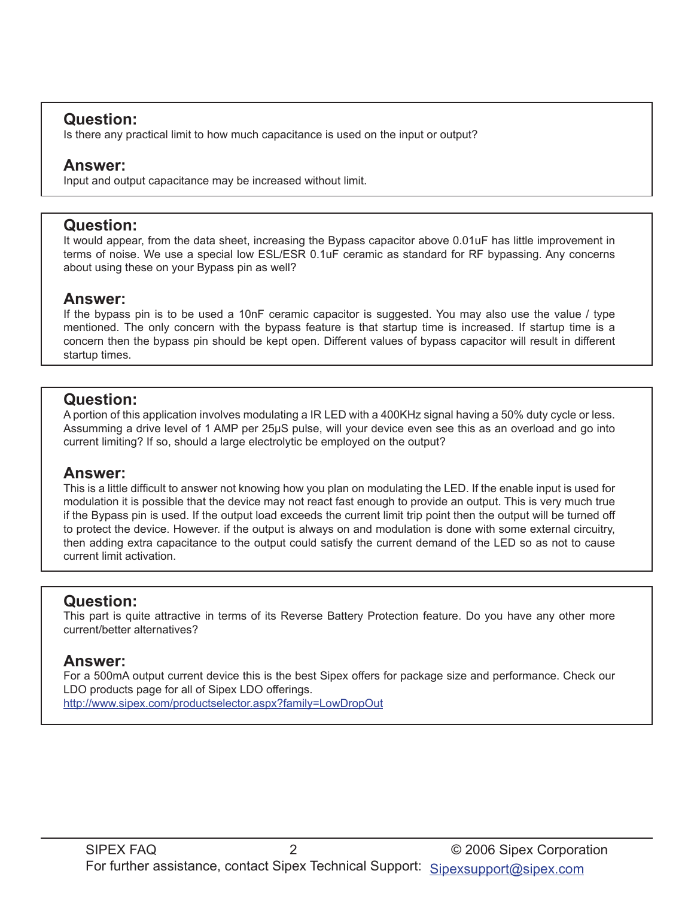### Question:

Is there any practical limit to how much capacitance is used on the input or output?

### Answer:

Input and output capacitance may be increased without limit.

### Question:

It would appear, from the data sheet, increasing the Bypass capacitor above 0.01uF has little improvement in terms of noise. We use a special low ESL/ESR 0.1uF ceramic as standard for RF bypassing. Any concerns about using these on your Bypass pin as well?

### Answer:

If the bypass pin is to be used a 10nF ceramic capacitor is suggested. You may also use the value / type mentioned. The only concern with the bypass feature is that startup time is increased. If startup time is a concern then the bypass pin should be kept open. Different values of bypass capacitor will result in different startup times.

### Question:

A portion of this application involves modulating a IR LED with a 400KHz signal having a 50% duty cycle or less. Assumming a drive level of 1 AMP per 25µS pulse, will your device even see this as an overload and go into current limiting? If so, should a large electrolytic be employed on the output?

### Answer:

This is a little difficult to answer not knowing how you plan on modulating the LED. If the enable input is used for modulation it is possible that the device may not react fast enough to provide an output. This is very much true if the Bypass pin is used. If the output load exceeds the current limit trip point then the output will be turned off to protect the device. However. if the output is always on and modulation is done with some external circuitry, then adding extra capacitance to the output could satisfy the current demand of the LED so as not to cause current limit activation.

### Question:

This part is quite attractive in terms of its Reverse Battery Protection feature. Do you have any other more current/better alternatives?

### Answer:

For a 500mA output current device this is the best Sipex offers for package size and performance. Check our LDO products page for all of Sipex LDO offerings.
http://www.sipex.com/productselector.aspx?family=LowDropOut

For further assistance, contact Sipex Technical Support: Sipexsupport@sipex.com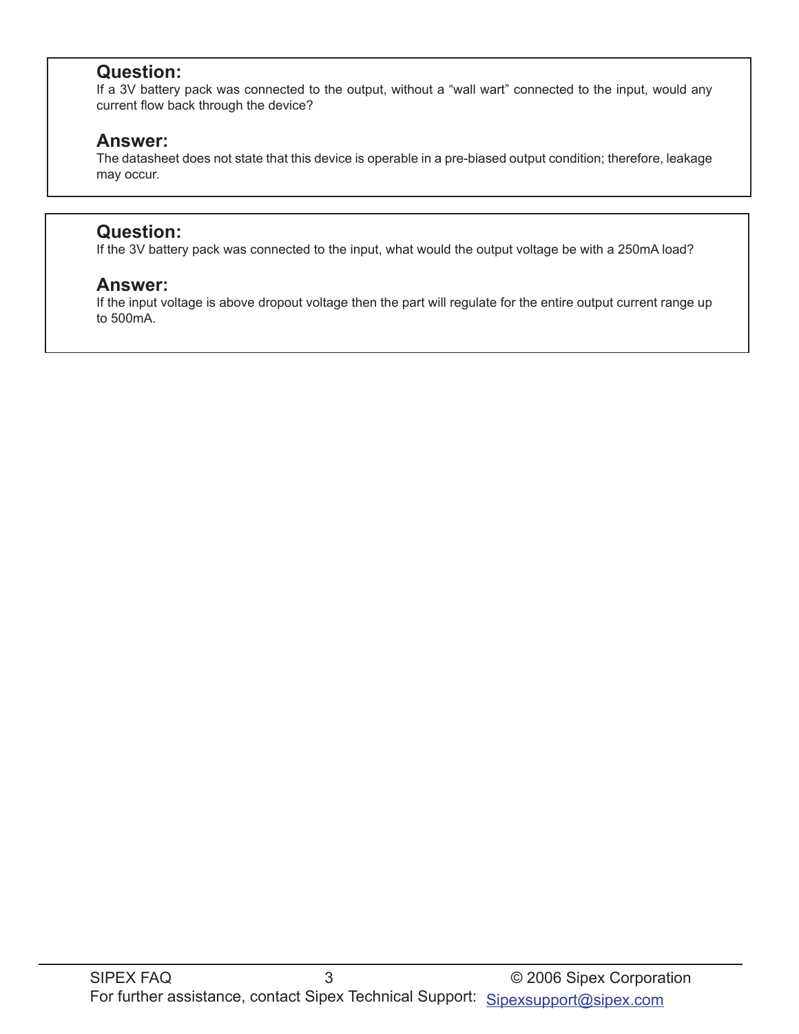### Question:

If a 3V battery pack was connected to the output, without a “wall wart” connected to the input, would any current flow back through the device?

### Answer:

The datasheet does not state that this device is operable in a pre-biased output condition; therefore, leakage may occur.

### Question:

If the 3V battery pack was connected to the input, what would the output voltage be with a 250mA load?

### Answer:

If the input voltage is above dropout voltage then the part will regulate for the entire output current range up to 500mA.

For further assistance, contact Sipex Technical Support: Sipexsupport@sipex.com